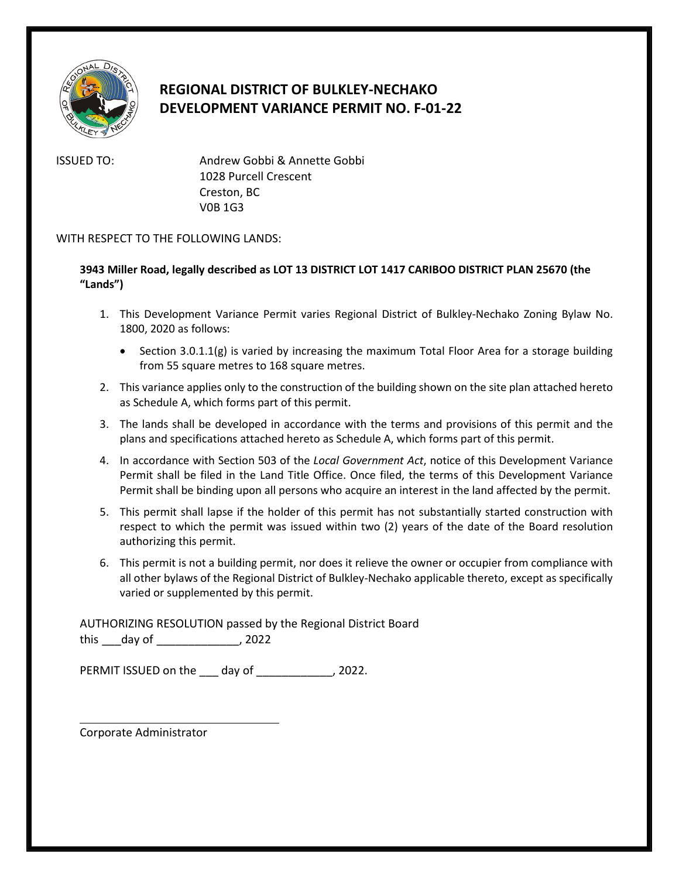# REGIONAL DISTRICT OF BULKLEY-NECHAKO
# DEVELOPMENT VARIANCE PERMIT NO. F-01-22

ISSUED TO: Andrew Gobbi & Annette Gobbi
1028 Purcell Crescent
Creston, BC
V0B 1G3

WITH RESPECT TO THE FOLLOWING LANDS:

**3943 Miller Road, legally described as LOT 13 DISTRICT LOT 1417 CARIBOO DISTRICT PLAN 25670 (the "Lands")**

1. This Development Variance Permit varies Regional District of Bulkley-Nechako Zoning Bylaw No. 1800, 2020 as follows:
   - Section 3.0.1.1(g) is varied by increasing the maximum Total Floor Area for a storage building from 55 square metres to 168 square metres.
2. This variance applies only to the construction of the building shown on the site plan attached hereto as Schedule A, which forms part of this permit.
3. The lands shall be developed in accordance with the terms and provisions of this permit and the plans and specifications attached hereto as Schedule A, which forms part of this permit.
4. In accordance with Section 503 of the *Local Government Act*, notice of this Development Variance Permit shall be filed in the Land Title Office. Once filed, the terms of this Development Variance Permit shall be binding upon all persons who acquire an interest in the land affected by the permit.
5. This permit shall lapse if the holder of this permit has not substantially started construction with respect to which the permit was issued within two (2) years of the date of the Board resolution authorizing this permit.
6. This permit is not a building permit, nor does it relieve the owner or occupier from compliance with all other bylaws of the Regional District of Bulkley-Nechako applicable thereto, except as specifically varied or supplemented by this permit.

AUTHORIZING RESOLUTION passed by the Regional District Board
this ___day of _____________, 2022

PERMIT ISSUED on the ___ day of ____________, 2022.

_________________________________
Corporate Administrator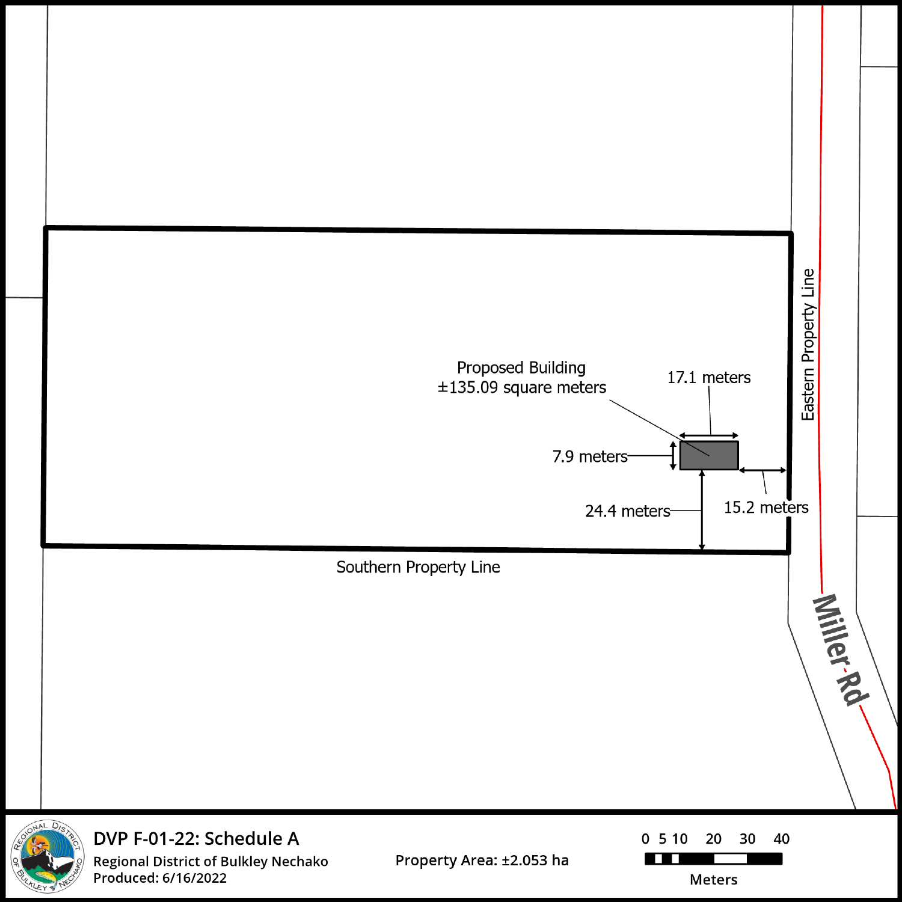Proposed Building
±135.09 square meters

17.1 meters

7.9 meters

24.4 meters

15.2 meters

Eastern Property Line

Southern Property Line

Miller Rd

## DVP F-01-22: Schedule A

Regional District of Bulkley Nechako
Produced: 6/16/2022

Property Area: ±2.053 ha

0 5 10 20 30 40
Meters